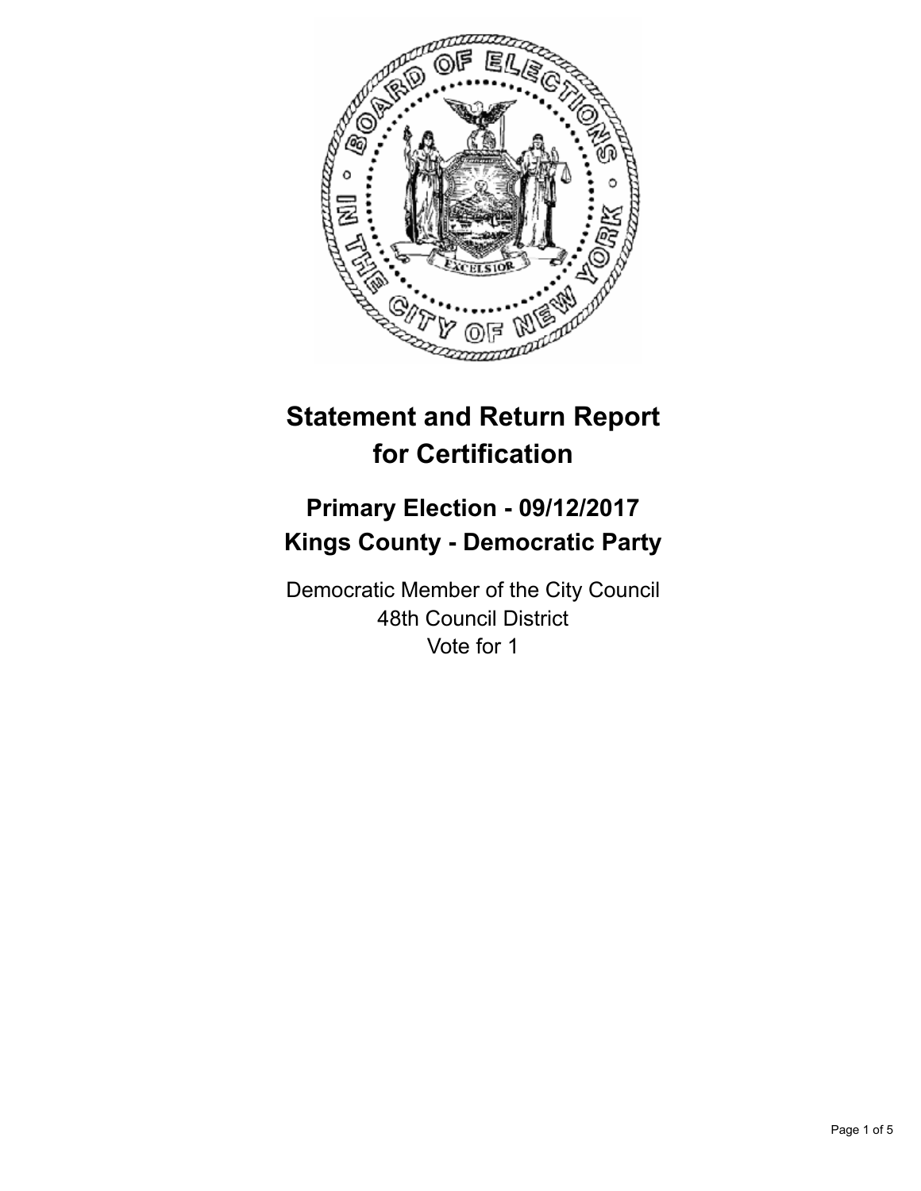# Statement and Return Report for Certification

## Primary Election - 09/12/2017
## Kings County - Democratic Party

Democratic Member of the City Council
48th Council District
Vote for 1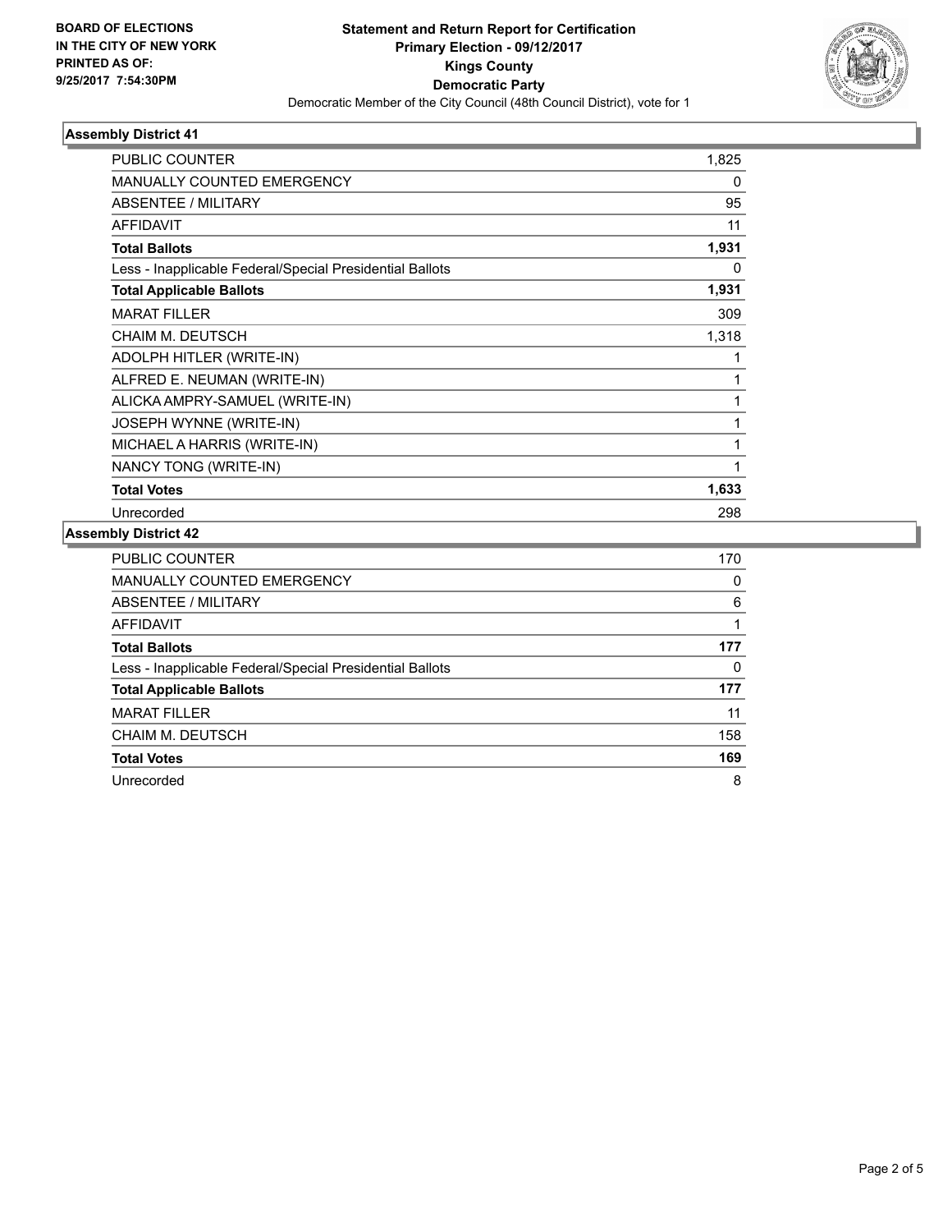**BOARD OF ELECTIONS IN THE CITY OF NEW YORK PRINTED AS OF: 9/25/2017 7:54:30PM**

# Statement and Return Report for Certification
## Primary Election - 09/12/2017
## Kings County
## Democratic Party

Democratic Member of the City Council (48th Council District), vote for 1

### Assembly District 41

| | |
|---|---|
| PUBLIC COUNTER | 1,825 |
| MANUALLY COUNTED EMERGENCY | 0 |
| ABSENTEE / MILITARY | 95 |
| AFFIDAVIT | 11 |
| **Total Ballots** | **1,931** |
| Less - Inapplicable Federal/Special Presidential Ballots | 0 |
| **Total Applicable Ballots** | **1,931** |
| MARAT FILLER | 309 |
| CHAIM M. DEUTSCH | 1,318 |
| ADOLPH HITLER (WRITE-IN) | 1 |
| ALFRED E. NEUMAN (WRITE-IN) | 1 |
| ALICKA AMPRY-SAMUEL (WRITE-IN) | 1 |
| JOSEPH WYNNE (WRITE-IN) | 1 |
| MICHAEL A HARRIS (WRITE-IN) | 1 |
| NANCY TONG (WRITE-IN) | 1 |
| **Total Votes** | **1,633** |
| Unrecorded | 298 |

### Assembly District 42

| | |
|---|---|
| PUBLIC COUNTER | 170 |
| MANUALLY COUNTED EMERGENCY | 0 |
| ABSENTEE / MILITARY | 6 |
| AFFIDAVIT | 1 |
| **Total Ballots** | **177** |
| Less - Inapplicable Federal/Special Presidential Ballots | 0 |
| **Total Applicable Ballots** | **177** |
| MARAT FILLER | 11 |
| CHAIM M. DEUTSCH | 158 |
| **Total Votes** | **169** |
| Unrecorded | 8 |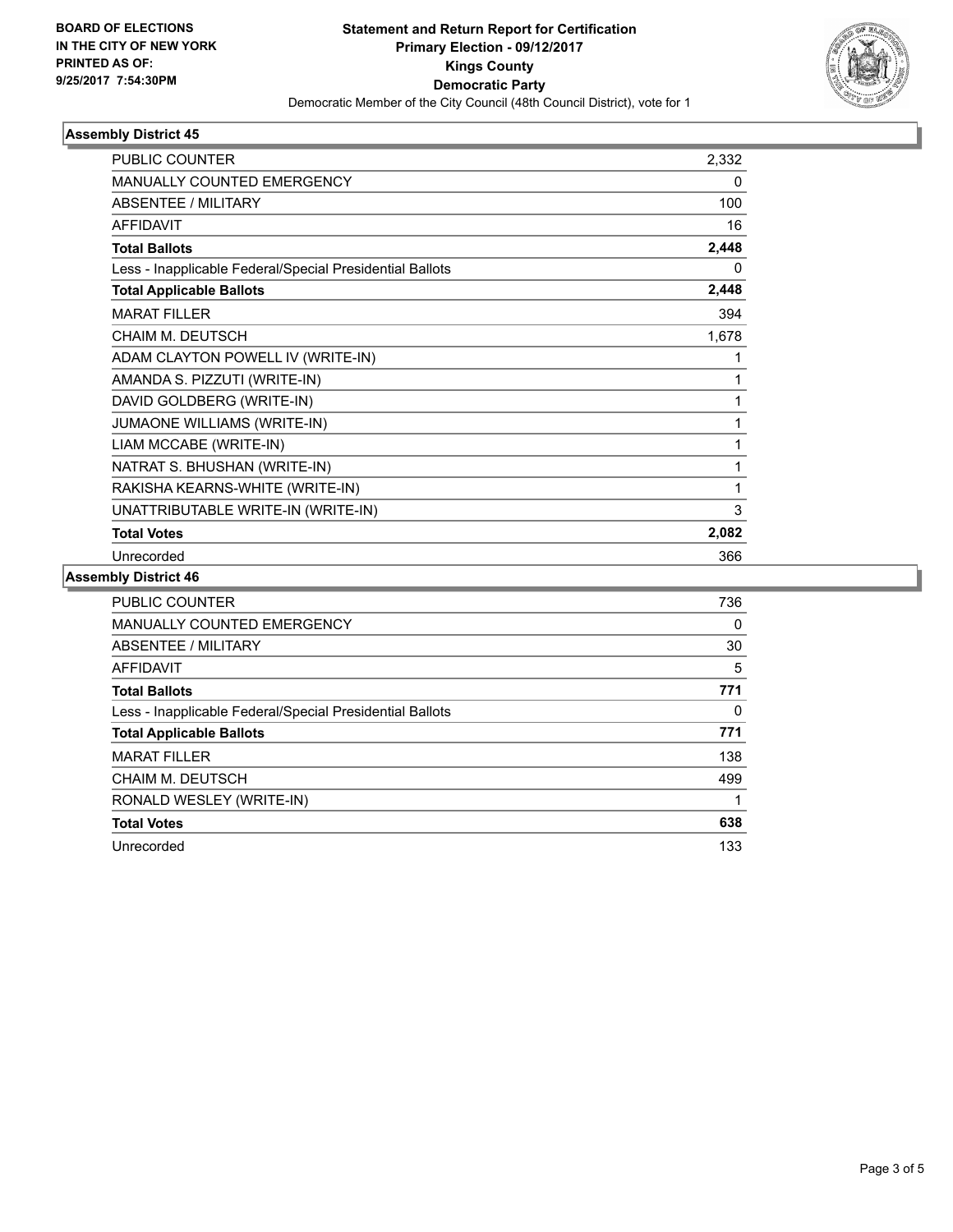**BOARD OF ELECTIONS IN THE CITY OF NEW YORK PRINTED AS OF: 9/25/2017 7:54:30PM**

# Statement and Return Report for Certification
## Primary Election - 09/12/2017
## Kings County
## Democratic Party

Democratic Member of the City Council (48th Council District), vote for 1

### Assembly District 45

| | |
|---|---|
| PUBLIC COUNTER | 2,332 |
| MANUALLY COUNTED EMERGENCY | 0 |
| ABSENTEE / MILITARY | 100 |
| AFFIDAVIT | 16 |
| **Total Ballots** | **2,448** |
| Less - Inapplicable Federal/Special Presidential Ballots | 0 |
| **Total Applicable Ballots** | **2,448** |
| MARAT FILLER | 394 |
| CHAIM M. DEUTSCH | 1,678 |
| ADAM CLAYTON POWELL IV (WRITE-IN) | 1 |
| AMANDA S. PIZZUTI (WRITE-IN) | 1 |
| DAVID GOLDBERG (WRITE-IN) | 1 |
| JUMAONE WILLIAMS (WRITE-IN) | 1 |
| LIAM MCCABE (WRITE-IN) | 1 |
| NATRAT S. BHUSHAN (WRITE-IN) | 1 |
| RAKISHA KEARNS-WHITE (WRITE-IN) | 1 |
| UNATTRIBUTABLE WRITE-IN (WRITE-IN) | 3 |
| **Total Votes** | **2,082** |
| Unrecorded | 366 |

### Assembly District 46

| | |
|---|---|
| PUBLIC COUNTER | 736 |
| MANUALLY COUNTED EMERGENCY | 0 |
| ABSENTEE / MILITARY | 30 |
| AFFIDAVIT | 5 |
| **Total Ballots** | **771** |
| Less - Inapplicable Federal/Special Presidential Ballots | 0 |
| **Total Applicable Ballots** | **771** |
| MARAT FILLER | 138 |
| CHAIM M. DEUTSCH | 499 |
| RONALD WESLEY (WRITE-IN) | 1 |
| **Total Votes** | **638** |
| Unrecorded | 133 |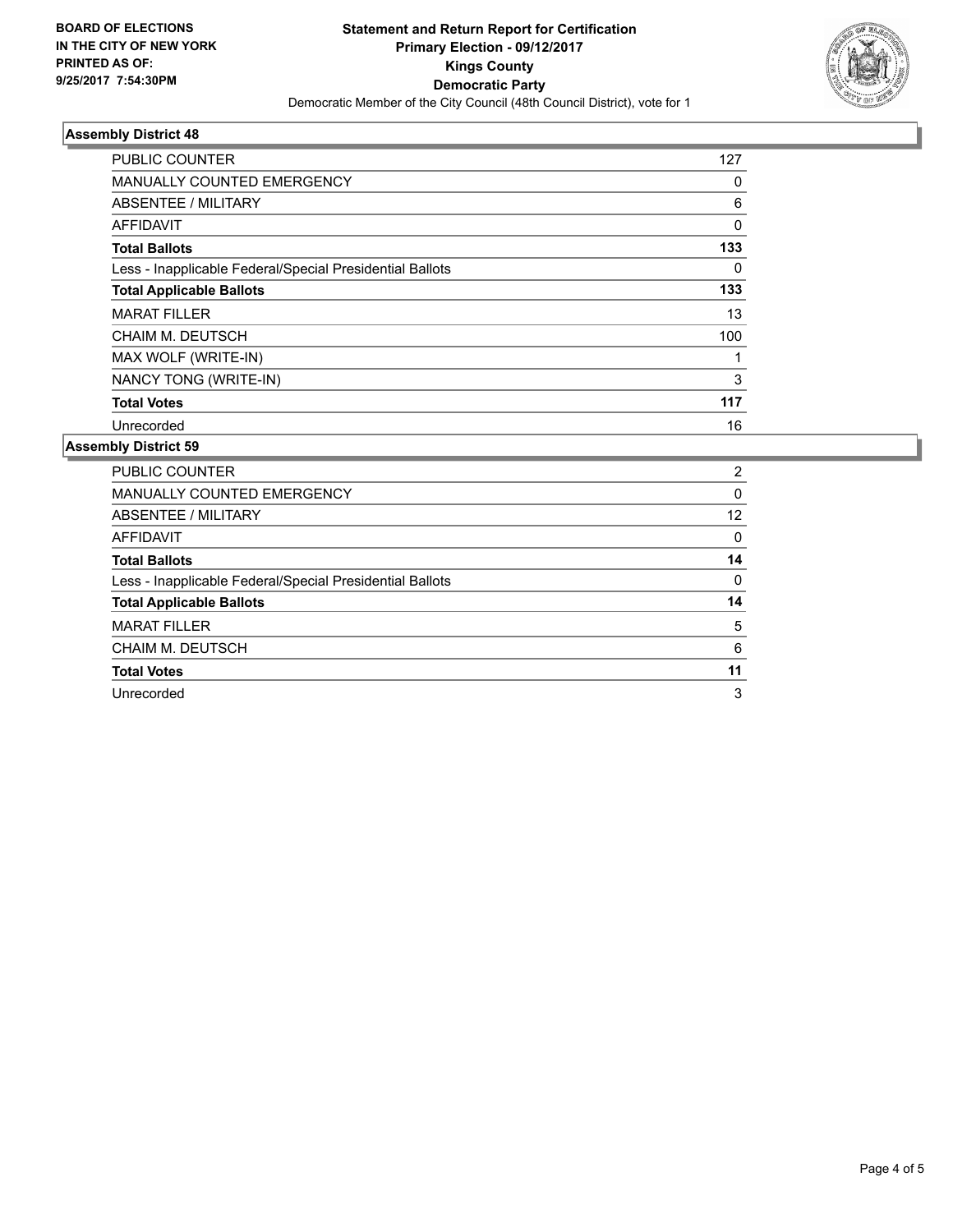**BOARD OF ELECTIONS IN THE CITY OF NEW YORK PRINTED AS OF: 9/25/2017 7:54:30PM**

**Statement and Return Report for Certification**
**Primary Election - 09/12/2017**
**Kings County**
**Democratic Party**
Democratic Member of the City Council (48th Council District), vote for 1

## Assembly District 48

| | |
|---|---|
| PUBLIC COUNTER | 127 |
| MANUALLY COUNTED EMERGENCY | 0 |
| ABSENTEE / MILITARY | 6 |
| AFFIDAVIT | 0 |
| **Total Ballots** | **133** |
| Less - Inapplicable Federal/Special Presidential Ballots | 0 |
| **Total Applicable Ballots** | **133** |
| MARAT FILLER | 13 |
| CHAIM M. DEUTSCH | 100 |
| MAX WOLF (WRITE-IN) | 1 |
| NANCY TONG (WRITE-IN) | 3 |
| **Total Votes** | **117** |
| Unrecorded | 16 |

## Assembly District 59

| | |
|---|---|
| PUBLIC COUNTER | 2 |
| MANUALLY COUNTED EMERGENCY | 0 |
| ABSENTEE / MILITARY | 12 |
| AFFIDAVIT | 0 |
| **Total Ballots** | **14** |
| Less - Inapplicable Federal/Special Presidential Ballots | 0 |
| **Total Applicable Ballots** | **14** |
| MARAT FILLER | 5 |
| CHAIM M. DEUTSCH | 6 |
| **Total Votes** | **11** |
| Unrecorded | 3 |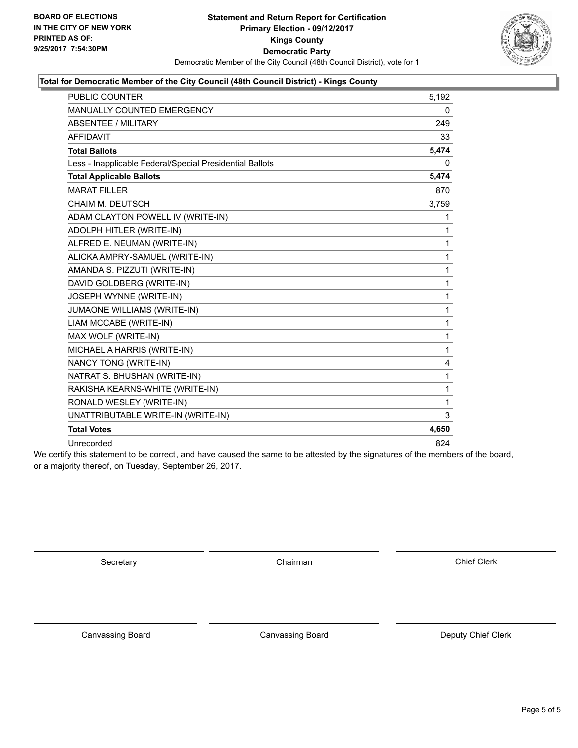**BOARD OF ELECTIONS IN THE CITY OF NEW YORK PRINTED AS OF: 9/25/2017 7:54:30PM**

# Statement and Return Report for Certification
## Primary Election - 09/12/2017
## Kings County
## Democratic Party

Democratic Member of the City Council (48th Council District), vote for 1

### Total for Democratic Member of the City Council (48th Council District) - Kings County

| | |
|---|---|
| PUBLIC COUNTER | 5,192 |
| MANUALLY COUNTED EMERGENCY | 0 |
| ABSENTEE / MILITARY | 249 |
| AFFIDAVIT | 33 |
| **Total Ballots** | **5,474** |
| Less - Inapplicable Federal/Special Presidential Ballots | 0 |
| **Total Applicable Ballots** | **5,474** |
| MARAT FILLER | 870 |
| CHAIM M. DEUTSCH | 3,759 |
| ADAM CLAYTON POWELL IV (WRITE-IN) | 1 |
| ADOLPH HITLER (WRITE-IN) | 1 |
| ALFRED E. NEUMAN (WRITE-IN) | 1 |
| ALICKA AMPRY-SAMUEL (WRITE-IN) | 1 |
| AMANDA S. PIZZUTI (WRITE-IN) | 1 |
| DAVID GOLDBERG (WRITE-IN) | 1 |
| JOSEPH WYNNE (WRITE-IN) | 1 |
| JUMAONE WILLIAMS (WRITE-IN) | 1 |
| LIAM MCCABE (WRITE-IN) | 1 |
| MAX WOLF (WRITE-IN) | 1 |
| MICHAEL A HARRIS (WRITE-IN) | 1 |
| NANCY TONG (WRITE-IN) | 4 |
| NATRAT S. BHUSHAN (WRITE-IN) | 1 |
| RAKISHA KEARNS-WHITE (WRITE-IN) | 1 |
| RONALD WESLEY (WRITE-IN) | 1 |
| UNATTRIBUTABLE WRITE-IN (WRITE-IN) | 3 |
| **Total Votes** | **4,650** |
| Unrecorded | 824 |

We certify this statement to be correct, and have caused the same to be attested by the signatures of the members of the board, or a majority thereof, on Tuesday, September 26, 2017.

Secretary

Chairman

Chief Clerk

Canvassing Board

Canvassing Board

Deputy Chief Clerk